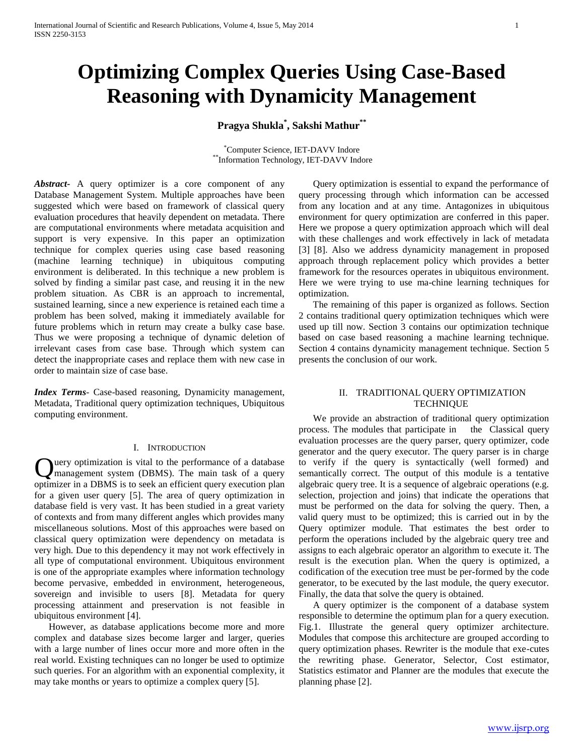# Optimizing Complex Queries Using Case-Based Reasoning with Dynamicity Management

**Pragya Shukla[*], Sakshi Mathur[**]**

[*]Computer Science, IET-DAVV Indore
[**]Information Technology, IET-DAVV Indore

***Abstract-*** A query optimizer is a core component of any Database Management System. Multiple approaches have been suggested which were based on framework of classical query evaluation procedures that heavily dependent on metadata. There are computational environments where metadata acquisition and support is very expensive. In this paper an optimization technique for complex queries using case based reasoning (machine learning technique) in ubiquitous computing environment is deliberated. In this technique a new problem is solved by finding a similar past case, and reusing it in the new problem situation. As CBR is an approach to incremental, sustained learning, since a new experience is retained each time a problem has been solved, making it immediately available for future problems which in return may create a bulky case base. Thus we were proposing a technique of dynamic deletion of irrelevant cases from case base. Through which system can detect the inappropriate cases and replace them with new case in order to maintain size of case base.

***Index Terms*-** Case-based reasoning, Dynamicity management, Metadata, Traditional query optimization techniques, Ubiquitous computing environment.

## I. Introduction

Query optimization is vital to the performance of a database management system (DBMS). The main task of a query optimizer in a DBMS is to seek an efficient query execution plan for a given user query [5]. The area of query optimization in database field is very vast. It has been studied in a great variety of contexts and from many different angles which provides many miscellaneous solutions. Most of this approaches were based on classical query optimization were dependency on metadata is very high. Due to this dependency it may not work effectively in all type of computational environment. Ubiquitous environment is one of the appropriate examples where information technology become pervasive, embedded in environment, heterogeneous, sovereign and invisible to users [8]. Metadata for query processing attainment and preservation is not feasible in ubiquitous environment [4].

However, as database applications become more and more complex and database sizes become larger and larger, queries with a large number of lines occur more and more often in the real world. Existing techniques can no longer be used to optimize such queries. For an algorithm with an exponential complexity, it may take months or years to optimize a complex query [5].

Query optimization is essential to expand the performance of query processing through which information can be accessed from any location and at any time. Antagonizes in ubiquitous environment for query optimization are conferred in this paper. Here we propose a query optimization approach which will deal with these challenges and work effectively in lack of metadata [3] [8]. Also we address dynamicity management in proposed approach through replacement policy which provides a better framework for the resources operates in ubiquitous environment. Here we were trying to use ma-chine learning techniques for optimization.

The remaining of this paper is organized as follows. Section 2 contains traditional query optimization techniques which were used up till now. Section 3 contains our optimization technique based on case based reasoning a machine learning technique. Section 4 contains dynamicity management technique. Section 5 presents the conclusion of our work.

## II. Traditional Query Optimization Technique

We provide an abstraction of traditional query optimization process. The modules that participate in the Classical query evaluation processes are the query parser, query optimizer, code generator and the query executor. The query parser is in charge to verify if the query is syntactically (well formed) and semantically correct. The output of this module is a tentative algebraic query tree. It is a sequence of algebraic operations (e.g. selection, projection and joins) that indicate the operations that must be performed on the data for solving the query. Then, a valid query must to be optimized; this is carried out in by the Query optimizer module. That estimates the best order to perform the operations included by the algebraic query tree and assigns to each algebraic operator an algorithm to execute it. The result is the execution plan. When the query is optimized, a codification of the execution tree must be per-formed by the code generator, to be executed by the last module, the query executor. Finally, the data that solve the query is obtained.

A query optimizer is the component of a database system responsible to determine the optimum plan for a query execution. Fig.1. Illustrate the general query optimizer architecture. Modules that compose this architecture are grouped according to query optimization phases. Rewriter is the module that exe-cutes the rewriting phase. Generator, Selector, Cost estimator, Statistics estimator and Planner are the modules that execute the planning phase [2].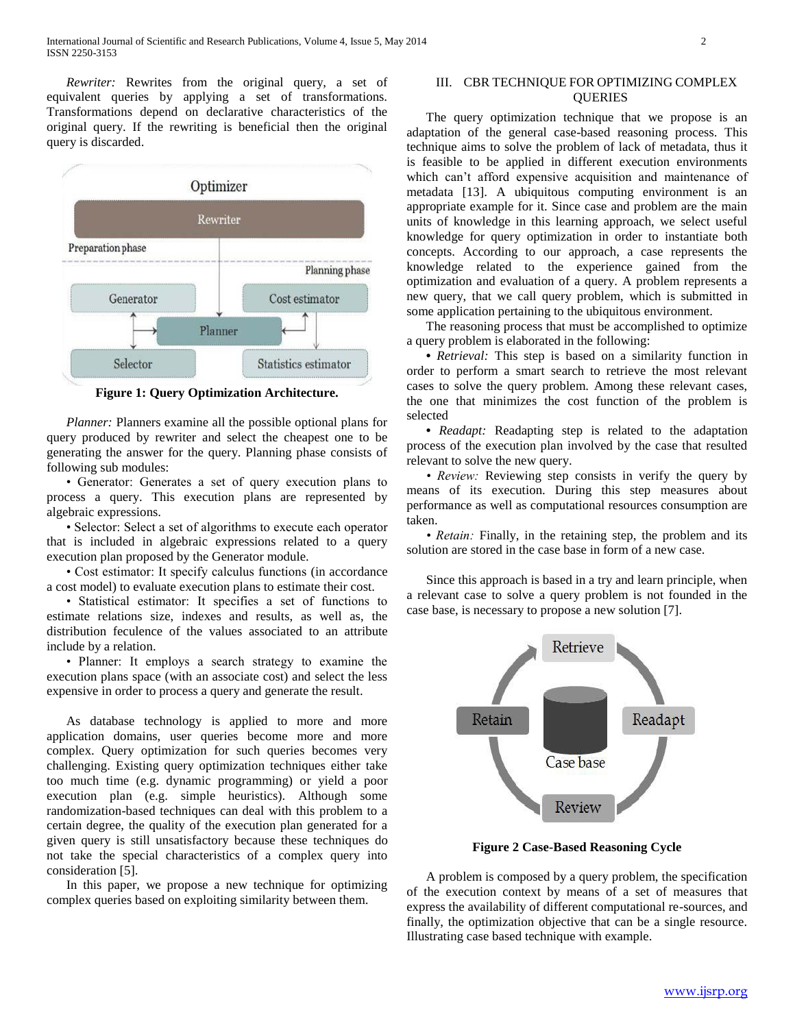*Rewriter:* Rewrites from the original query, a set of equivalent queries by applying a set of transformations. Transformations depend on declarative characteristics of the original query. If the rewriting is beneficial then the original query is discarded.

**Figure 1: Query Optimization Architecture.**

*Planner:* Planners examine all the possible optional plans for query produced by rewriter and select the cheapest one to be generating the answer for the query. Planning phase consists of following sub modules:

• Generator: Generates a set of query execution plans to process a query. This execution plans are represented by algebraic expressions.

• Selector: Select a set of algorithms to execute each operator that is included in algebraic expressions related to a query execution plan proposed by the Generator module.

• Cost estimator: It specify calculus functions (in accordance a cost model) to evaluate execution plans to estimate their cost.

• Statistical estimator: It specifies a set of functions to estimate relations size, indexes and results, as well as, the distribution feculence of the values associated to an attribute include by a relation.

• Planner: It employs a search strategy to examine the execution plans space (with an associate cost) and select the less expensive in order to process a query and generate the result.

As database technology is applied to more and more application domains, user queries become more and more complex. Query optimization for such queries becomes very challenging. Existing query optimization techniques either take too much time (e.g. dynamic programming) or yield a poor execution plan (e.g. simple heuristics). Although some randomization-based techniques can deal with this problem to a certain degree, the quality of the execution plan generated for a given query is still unsatisfactory because these techniques do not take the special characteristics of a complex query into consideration [5].

In this paper, we propose a new technique for optimizing complex queries based on exploiting similarity between them.

## III. CBR TECHNIQUE FOR OPTIMIZING COMPLEX QUERIES

The query optimization technique that we propose is an adaptation of the general case-based reasoning process. This technique aims to solve the problem of lack of metadata, thus it is feasible to be applied in different execution environments which can't afford expensive acquisition and maintenance of metadata [13]. A ubiquitous computing environment is an appropriate example for it. Since case and problem are the main units of knowledge in this learning approach, we select useful knowledge for query optimization in order to instantiate both concepts. According to our approach, a case represents the knowledge related to the experience gained from the optimization and evaluation of a query. A problem represents a new query, that we call query problem, which is submitted in some application pertaining to the ubiquitous environment.

The reasoning process that must be accomplished to optimize a query problem is elaborated in the following:

• *Retrieval:* This step is based on a similarity function in order to perform a smart search to retrieve the most relevant cases to solve the query problem. Among these relevant cases, the one that minimizes the cost function of the problem is selected

• *Readapt:* Readapting step is related to the adaptation process of the execution plan involved by the case that resulted relevant to solve the new query.

• *Review:* Reviewing step consists in verify the query by means of its execution. During this step measures about performance as well as computational resources consumption are taken.

• *Retain:* Finally, in the retaining step, the problem and its solution are stored in the case base in form of a new case.

Since this approach is based in a try and learn principle, when a relevant case to solve a query problem is not founded in the case base, is necessary to propose a new solution [7].

**Figure 2 Case-Based Reasoning Cycle**

A problem is composed by a query problem, the specification of the execution context by means of a set of measures that express the availability of different computational re-sources, and finally, the optimization objective that can be a single resource. Illustrating case based technique with example.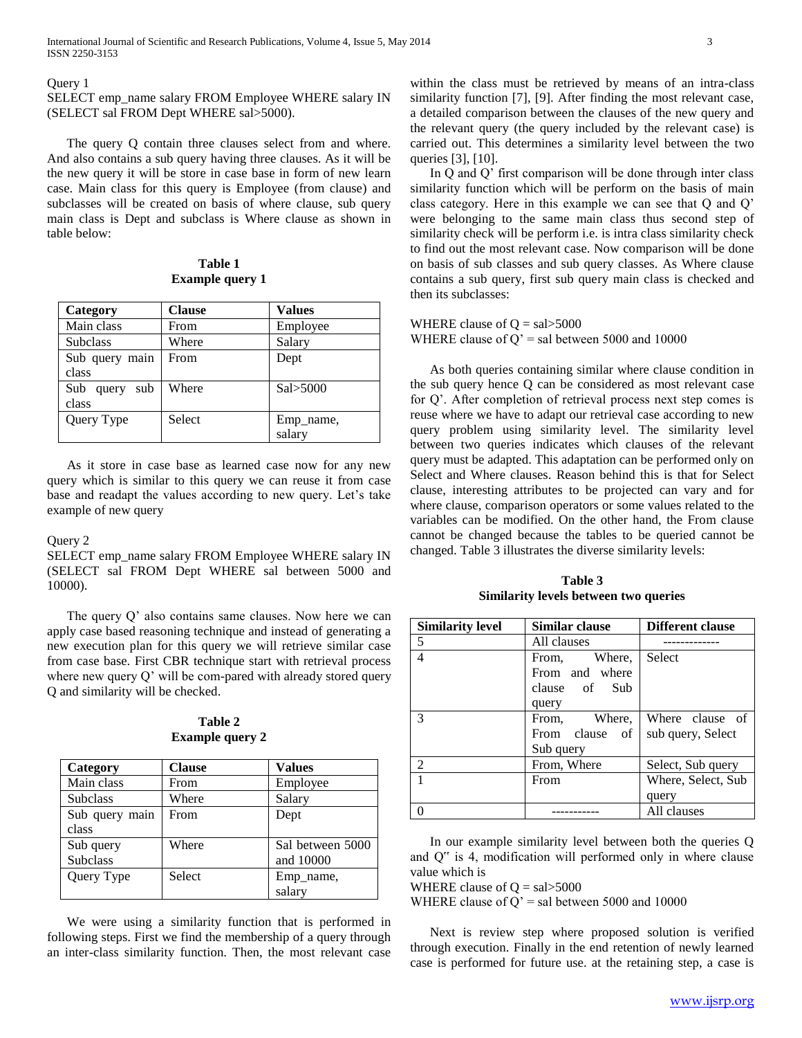Query 1

SELECT emp_name salary FROM Employee WHERE salary IN (SELECT sal FROM Dept WHERE sal>5000).

The query Q contain three clauses select from and where. And also contains a sub query having three clauses. As it will be the new query it will be store in case base in form of new learn case. Main class for this query is Employee (from clause) and subclasses will be created on basis of where clause, sub query main class is Dept and subclass is Where clause as shown in table below:

**Table 1**
**Example query 1**

| Category | Clause | Values |
|---|---|---|
| Main class | From | Employee |
| Subclass | Where | Salary |
| Sub query main class | From | Dept |
| Sub query sub class | Where | Sal>5000 |
| Query Type | Select | Emp_name, salary |

As it store in case base as learned case now for any new query which is similar to this query we can reuse it from case base and readapt the values according to new query. Let's take example of new query

Query 2

SELECT emp_name salary FROM Employee WHERE salary IN (SELECT sal FROM Dept WHERE sal between 5000 and 10000).

The query Q' also contains same clauses. Now here we can apply case based reasoning technique and instead of generating a new execution plan for this query we will retrieve similar case from case base. First CBR technique start with retrieval process where new query Q' will be com-pared with already stored query Q and similarity will be checked.

**Table 2**
**Example query 2**

| Category | Clause | Values |
|---|---|---|
| Main class | From | Employee |
| Subclass | Where | Salary |
| Sub query main class | From | Dept |
| Sub query Subclass | Where | Sal between 5000 and 10000 |
| Query Type | Select | Emp_name, salary |

We were using a similarity function that is performed in following steps. First we find the membership of a query through an inter-class similarity function. Then, the most relevant case within the class must be retrieved by means of an intra-class similarity function [7], [9]. After finding the most relevant case, a detailed comparison between the clauses of the new query and the relevant query (the query included by the relevant case) is carried out. This determines a similarity level between the two queries [3], [10].

In Q and Q' first comparison will be done through inter class similarity function which will be perform on the basis of main class category. Here in this example we can see that Q and Q' were belonging to the same main class thus second step of similarity check will be perform i.e. is intra class similarity check to find out the most relevant case. Now comparison will be done on basis of sub classes and sub query classes. As Where clause contains a sub query, first sub query main class is checked and then its subclasses:

WHERE clause of Q = sal>5000
WHERE clause of Q' = sal between 5000 and 10000

As both queries containing similar where clause condition in the sub query hence Q can be considered as most relevant case for Q'. After completion of retrieval process next step comes is reuse where we have to adapt our retrieval case according to new query problem using similarity level. The similarity level between two queries indicates which clauses of the relevant query must be adapted. This adaptation can be performed only on Select and Where clauses. Reason behind this is that for Select clause, interesting attributes to be projected can vary and for where clause, comparison operators or some values related to the variables can be modified. On the other hand, the From clause cannot be changed because the tables to be queried cannot be changed. Table 3 illustrates the diverse similarity levels:

**Table 3**
**Similarity levels between two queries**

| Similarity level | Similar clause | Different clause |
|---|---|---|
| 5 | All clauses | ------------- |
| 4 | From, Where, From and where clause of Sub query | Select |
| 3 | From, Where, From clause of Sub query | Where clause of sub query, Select |
| 2 | From, Where | Select, Sub query |
| 1 | From | Where, Select, Sub query |
| 0 | ----------- | All clauses |

In our example similarity level between both the queries Q and Q'' is 4, modification will performed only in where clause value which is

WHERE clause of Q = sal>5000
WHERE clause of Q' = sal between 5000 and 10000

Next is review step where proposed solution is verified through execution. Finally in the end retention of newly learned case is performed for future use. at the retaining step, a case is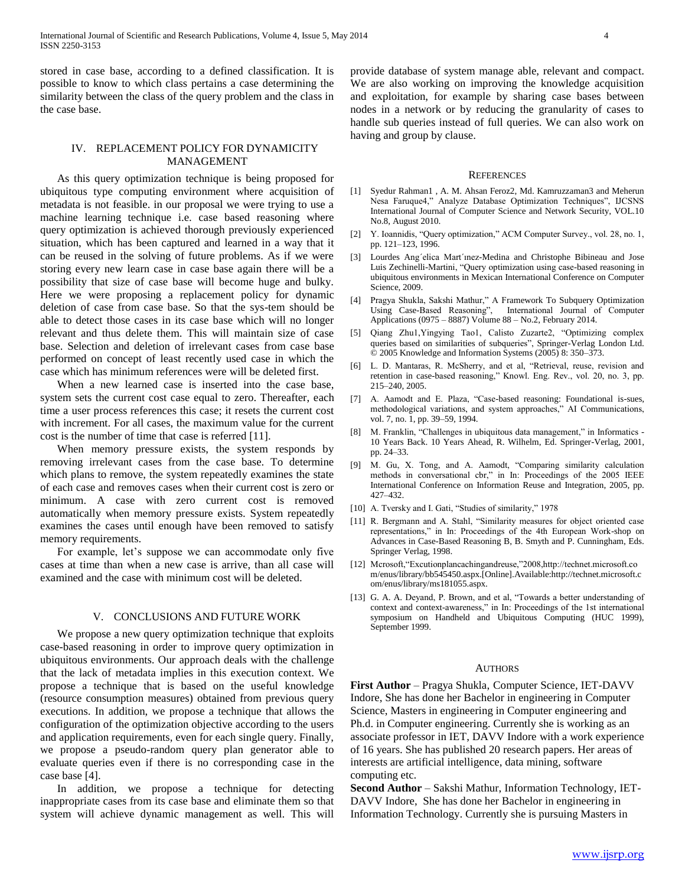stored in case base, according to a defined classification. It is possible to know to which class pertains a case determining the similarity between the class of the query problem and the class in the case base.

## IV. Replacement Policy for Dynamicity Management

As this query optimization technique is being proposed for ubiquitous type computing environment where acquisition of metadata is not feasible. in our proposal we were trying to use a machine learning technique i.e. case based reasoning where query optimization is achieved thorough previously experienced situation, which has been captured and learned in a way that it can be reused in the solving of future problems. As if we were storing every new learn case in case base again there will be a possibility that size of case base will become huge and bulky. Here we were proposing a replacement policy for dynamic deletion of case from case base. So that the sys-tem should be able to detect those cases in its case base which will no longer relevant and thus delete them. This will maintain size of case base. Selection and deletion of irrelevant cases from case base performed on concept of least recently used case in which the case which has minimum references were will be deleted first.

When a new learned case is inserted into the case base, system sets the current cost case equal to zero. Thereafter, each time a user process references this case; it resets the current cost with increment. For all cases, the maximum value for the current cost is the number of time that case is referred [11].

When memory pressure exists, the system responds by removing irrelevant cases from the case base. To determine which plans to remove, the system repeatedly examines the state of each case and removes cases when their current cost is zero or minimum. A case with zero current cost is removed automatically when memory pressure exists. System repeatedly examines the cases until enough have been removed to satisfy memory requirements.

For example, let's suppose we can accommodate only five cases at time than when a new case is arrive, than all case will examined and the case with minimum cost will be deleted.

## V. Conclusions and Future Work

We propose a new query optimization technique that exploits case-based reasoning in order to improve query optimization in ubiquitous environments. Our approach deals with the challenge that the lack of metadata implies in this execution context. We propose a technique that is based on the useful knowledge (resource consumption measures) obtained from previous query executions. In addition, we propose a technique that allows the configuration of the optimization objective according to the users and application requirements, even for each single query. Finally, we propose a pseudo-random query plan generator able to evaluate queries even if there is no corresponding case in the case base [4].

In addition, we propose a technique for detecting inappropriate cases from its case base and eliminate them so that system will achieve dynamic management as well. This will provide database of system manage able, relevant and compact. We are also working on improving the knowledge acquisition and exploitation, for example by sharing case bases between nodes in a network or by reducing the granularity of cases to handle sub queries instead of full queries. We can also work on having and group by clause.

## References

[1] Syedur Rahman1 , A. M. Ahsan Feroz2, Md. Kamruzzaman3 and Meherun Nesa Faruque4," Analyze Database Optimization Techniques", IJCSNS International Journal of Computer Science and Network Security, VOL.10 No.8, August 2010.

[2] Y. Ioannidis, "Query optimization," ACM Computer Survey., vol. 28, no. 1, pp. 121–123, 1996.

[3] Lourdes Ang´elica Mart´ınez-Medina and Christophe Bibineau and Jose Luis Zechinelli-Martini, "Query optimization using case-based reasoning in ubiquitous environments in Mexican International Conference on Computer Science, 2009.

[4] Pragya Shukla, Sakshi Mathur," A Framework To Subquery Optimization Using Case-Based Reasoning", International Journal of Computer Applications (0975 – 8887) Volume 88 – No.2, February 2014.

[5] Qiang Zhu1,Yingying Tao1, Calisto Zuzarte2, "Optimizing complex queries based on similarities of subqueries", Springer-Verlag London Ltd. © 2005 Knowledge and Information Systems (2005) 8: 350–373.

[6] L. D. Mantaras, R. McSherry, and et al, "Retrieval, reuse, revision and retention in case-based reasoning," Knowl. Eng. Rev., vol. 20, no. 3, pp. 215–240, 2005.

[7] A. Aamodt and E. Plaza, "Case-based reasoning: Foundational is-sues, methodological variations, and system approaches," AI Communications, vol. 7, no. 1, pp. 39–59, 1994.

[8] M. Franklin, "Challenges in ubiquitous data management," in Informatics - 10 Years Back. 10 Years Ahead, R. Wilhelm, Ed. Springer-Verlag, 2001, pp. 24–33.

[9] M. Gu, X. Tong, and A. Aamodt, "Comparing similarity calculation methods in conversational cbr," in In: Proceedings of the 2005 IEEE International Conference on Information Reuse and Integration, 2005, pp. 427–432.

[10] A. Tversky and I. Gati, "Studies of similarity," 1978

[11] R. Bergmann and A. Stahl, "Similarity measures for object oriented case representations," in In: Proceedings of the 4th European Work-shop on Advances in Case-Based Reasoning B, B. Smyth and P. Cunningham, Eds. Springer Verlag, 1998.

[12] Mcrosoft,"Excutionplancachingandreuse,"2008,http://technet.microsoft.com/enus/library/bb545450.aspx.[Online].Available:http://technet.microsoft.com/enus/library/ms181055.aspx.

[13] G. A. A. Deyand, P. Brown, and et al, "Towards a better understanding of context and context-awareness," in In: Proceedings of the 1st international symposium on Handheld and Ubiquitous Computing (HUC 1999), September 1999.

## Authors

**First Author** – Pragya Shukla, Computer Science, IET-DAVV Indore, She has done her Bachelor in engineering in Computer Science, Masters in engineering in Computer engineering and Ph.d. in Computer engineering. Currently she is working as an associate professor in IET, DAVV Indore with a work experience of 16 years. She has published 20 research papers. Her areas of interests are artificial intelligence, data mining, software computing etc.

**Second Author** – Sakshi Mathur, Information Technology, IET-DAVV Indore, She has done her Bachelor in engineering in Information Technology. Currently she is pursuing Masters in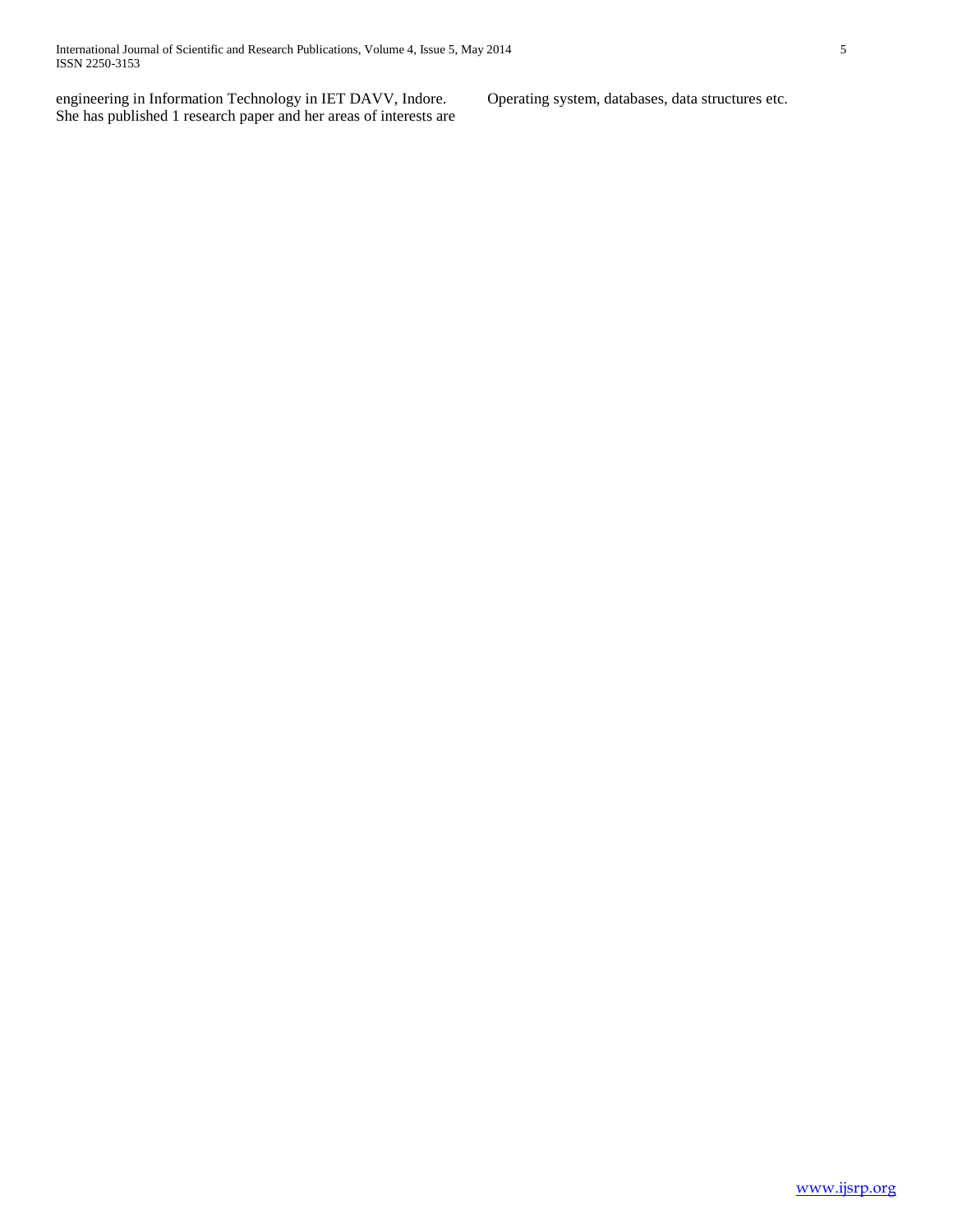engineering in Information Technology in IET DAVV, Indore. She has published 1 research paper and her areas of interests are Operating system, databases, data structures etc.